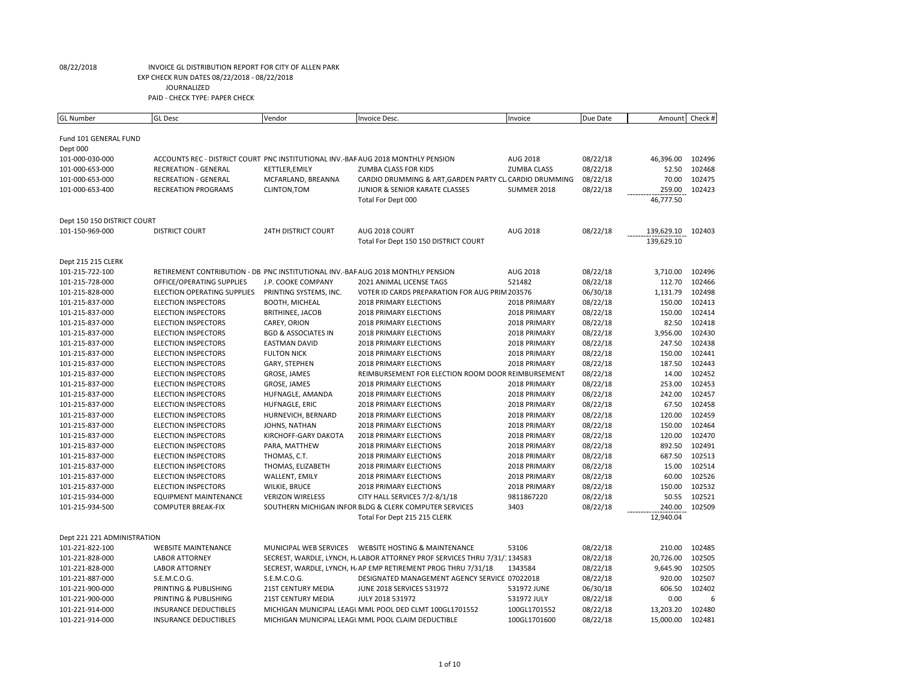08/22/2018 INVOICE GL DISTRIBUTION REPORT FOR CITY OF ALLEN PARK
EXP CHECK RUN DATES 08/22/2018 - 08/22/2018
JOURNALIZED
PAID - CHECK TYPE: PAPER CHECK

| GL Number | GL Desc | Vendor | Invoice Desc. | Invoice | Due Date | Amount | Check # |
|---|---|---|---|---|---|---|---|
| Fund 101 GENERAL FUND | | | | | | | |
| Dept 000 | | | | | | | |
| 101-000-030-000 | ACCOUNTS REC - DISTRICT COURT | PNC INSTITUTIONAL INV.-BAF | AUG 2018 MONTHLY PENSION | AUG 2018 | 08/22/18 | 46,396.00 | 102496 |
| 101-000-653-000 | RECREATION - GENERAL | KETTLER,EMILY | ZUMBA CLASS FOR KIDS | ZUMBA CLASS | 08/22/18 | 52.50 | 102468 |
| 101-000-653-000 | RECREATION - GENERAL | MCFARLAND, BREANNA | CARDIO DRUMMING & ART,GARDEN PARTY CL | CARDIO DRUMMING | 08/22/18 | 70.00 | 102475 |
| 101-000-653-400 | RECREATION PROGRAMS | CLINTON,TOM | JUNIOR & SENIOR KARATE CLASSES | SUMMER 2018 | 08/22/18 | 259.00 | 102423 |
| | | | Total For Dept 000 | | | 46,777.50 | |
| Dept 150 150 DISTRICT COURT | | | | | | | |
| 101-150-969-000 | DISTRICT COURT | 24TH DISTRICT COURT | AUG 2018 COURT | AUG 2018 | 08/22/18 | 139,629.10 | 102403 |
| | | | Total For Dept 150 150 DISTRICT COURT | | | 139,629.10 | |
| Dept 215 215 CLERK | | | | | | | |
| 101-215-722-100 | RETIREMENT CONTRIBUTION - DB | PNC INSTITUTIONAL INV.-BAF | AUG 2018 MONTHLY PENSION | AUG 2018 | 08/22/18 | 3,710.00 | 102496 |
| 101-215-728-000 | OFFICE/OPERATING SUPPLIES | J.P. COOKE COMPANY | 2021 ANIMAL LICENSE TAGS | 521482 | 08/22/18 | 112.70 | 102466 |
| 101-215-828-000 | ELECTION OPERATING SUPPLIES | PRINTING SYSTEMS, INC. | VOTER ID CARDS PREPARATION FOR AUG PRIM | 203576 | 06/30/18 | 1,131.79 | 102498 |
| 101-215-837-000 | ELECTION INSPECTORS | BOOTH, MICHEAL | 2018 PRIMARY ELECTIONS | 2018 PRIMARY | 08/22/18 | 150.00 | 102413 |
| 101-215-837-000 | ELECTION INSPECTORS | BRITHINEE, JACOB | 2018 PRIMARY ELECTIONS | 2018 PRIMARY | 08/22/18 | 150.00 | 102414 |
| 101-215-837-000 | ELECTION INSPECTORS | CAREY, ORION | 2018 PRIMARY ELECTIONS | 2018 PRIMARY | 08/22/18 | 82.50 | 102418 |
| 101-215-837-000 | ELECTION INSPECTORS | BGD & ASSOCIATES IN | 2018 PRIMARY ELECTIONS | 2018 PRIMARY | 08/22/18 | 3,956.00 | 102430 |
| 101-215-837-000 | ELECTION INSPECTORS | EASTMAN DAVID | 2018 PRIMARY ELECTIONS | 2018 PRIMARY | 08/22/18 | 247.50 | 102438 |
| 101-215-837-000 | ELECTION INSPECTORS | FULTON NICK | 2018 PRIMARY ELECTIONS | 2018 PRIMARY | 08/22/18 | 150.00 | 102441 |
| 101-215-837-000 | ELECTION INSPECTORS | GARY, STEPHEN | 2018 PRIMARY ELECTIONS | 2018 PRIMARY | 08/22/18 | 187.50 | 102443 |
| 101-215-837-000 | ELECTION INSPECTORS | GROSE, JAMES | REIMBURSEMENT FOR ELECTION ROOM DOOR | REIMBURSEMENT | 08/22/18 | 14.00 | 102452 |
| 101-215-837-000 | ELECTION INSPECTORS | GROSE, JAMES | 2018 PRIMARY ELECTIONS | 2018 PRIMARY | 08/22/18 | 253.00 | 102453 |
| 101-215-837-000 | ELECTION INSPECTORS | HUFNAGLE, AMANDA | 2018 PRIMARY ELECTIONS | 2018 PRIMARY | 08/22/18 | 242.00 | 102457 |
| 101-215-837-000 | ELECTION INSPECTORS | HUFNAGLE, ERIC | 2018 PRIMARY ELECTIONS | 2018 PRIMARY | 08/22/18 | 67.50 | 102458 |
| 101-215-837-000 | ELECTION INSPECTORS | HURNEVICH, BERNARD | 2018 PRIMARY ELECTIONS | 2018 PRIMARY | 08/22/18 | 120.00 | 102459 |
| 101-215-837-000 | ELECTION INSPECTORS | JOHNS, NATHAN | 2018 PRIMARY ELECTIONS | 2018 PRIMARY | 08/22/18 | 150.00 | 102464 |
| 101-215-837-000 | ELECTION INSPECTORS | KIRCHOFF-GARY DAKOTA | 2018 PRIMARY ELECTIONS | 2018 PRIMARY | 08/22/18 | 120.00 | 102470 |
| 101-215-837-000 | ELECTION INSPECTORS | PARA, MATTHEW | 2018 PRIMARY ELECTIONS | 2018 PRIMARY | 08/22/18 | 892.50 | 102491 |
| 101-215-837-000 | ELECTION INSPECTORS | THOMAS, C.T. | 2018 PRIMARY ELECTIONS | 2018 PRIMARY | 08/22/18 | 687.50 | 102513 |
| 101-215-837-000 | ELECTION INSPECTORS | THOMAS, ELIZABETH | 2018 PRIMARY ELECTIONS | 2018 PRIMARY | 08/22/18 | 15.00 | 102514 |
| 101-215-837-000 | ELECTION INSPECTORS | WALLENT, EMILY | 2018 PRIMARY ELECTIONS | 2018 PRIMARY | 08/22/18 | 60.00 | 102526 |
| 101-215-837-000 | ELECTION INSPECTORS | WILKIE, BRUCE | 2018 PRIMARY ELECTIONS | 2018 PRIMARY | 08/22/18 | 150.00 | 102532 |
| 101-215-934-000 | EQUIPMENT MAINTENANCE | VERIZON WIRELESS | CITY HALL SERVICES 7/2-8/1/18 | 9811867220 | 08/22/18 | 50.55 | 102521 |
| 101-215-934-500 | COMPUTER BREAK-FIX | SOUTHERN MICHIGAN INFOR | BLDG & CLERK COMPUTER SERVICES | 3403 | 08/22/18 | 240.00 | 102509 |
| | | | Total For Dept 215 215 CLERK | | | 12,940.04 | |
| Dept 221 221 ADMINISTRATION | | | | | | | |
| 101-221-822-100 | WEBSITE MAINTENANCE | MUNICIPAL WEB SERVICES | WEBSITE HOSTING & MAINTENANCE | 53106 | 08/22/18 | 210.00 | 102485 |
| 101-221-828-000 | LABOR ATTORNEY | SECREST, WARDLE, LYNCH, H. | LABOR ATTORNEY PROF SERVICES THRU 7/31/1 | 134583 | 08/22/18 | 20,726.00 | 102505 |
| 101-221-828-000 | LABOR ATTORNEY | SECREST, WARDLE, LYNCH, H. | AP EMP RETIREMENT PROG THRU 7/31/18 | 1343584 | 08/22/18 | 9,645.90 | 102505 |
| 101-221-887-000 | S.E.M.C.O.G. | S.E.M.C.O.G. | DESIGNATED MANAGEMENT AGENCY SERVICE | 07022018 | 08/22/18 | 920.00 | 102507 |
| 101-221-900-000 | PRINTING & PUBLISHING | 21ST CENTURY MEDIA | JUNE 2018 SERVICES 531972 | 531972 JUNE | 06/30/18 | 606.50 | 102402 |
| 101-221-900-000 | PRINTING & PUBLISHING | 21ST CENTURY MEDIA | JULY 2018 531972 | 531972 JULY | 08/22/18 | 0.00 | 6 |
| 101-221-914-000 | INSURANCE DEDUCTIBLES | MICHIGAN MUNICIPAL LEAGU | MML POOL DED CLMT 100GL1701552 | 100GL1701552 | 08/22/18 | 13,203.20 | 102480 |
| 101-221-914-000 | INSURANCE DEDUCTIBLES | MICHIGAN MUNICIPAL LEAGU | MML POOL CLAIM DEDUCTIBLE | 100GL1701600 | 08/22/18 | 15,000.00 | 102481 |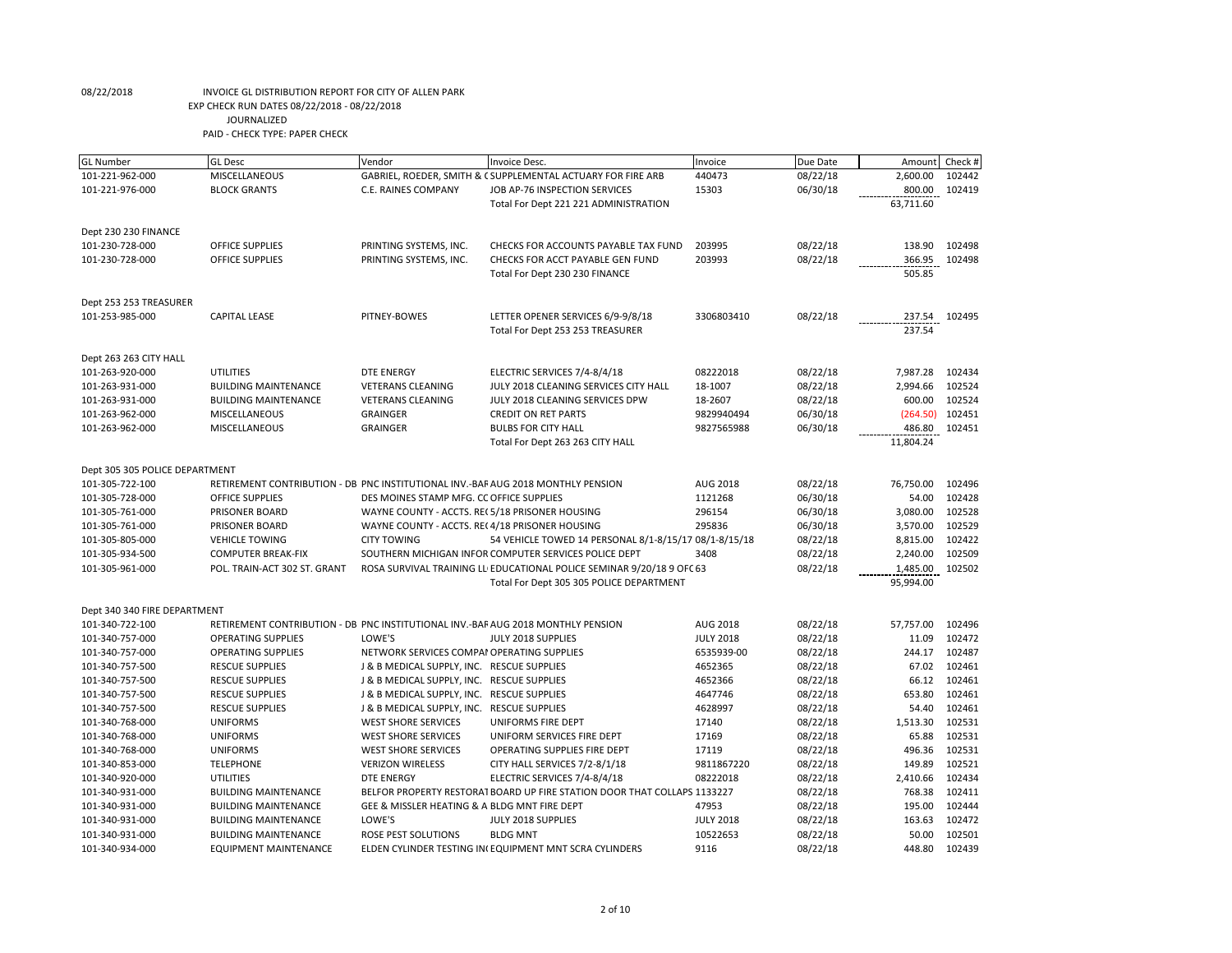08/22/2018 INVOICE GL DISTRIBUTION REPORT FOR CITY OF ALLEN PARK
EXP CHECK RUN DATES 08/22/2018 - 08/22/2018
JOURNALIZED
PAID - CHECK TYPE: PAPER CHECK

| GL Number | GL Desc | Vendor | Invoice Desc. | Invoice | Due Date | Amount | Check # |
|---|---|---|---|---|---|---|---|
| 101-221-962-000 | MISCELLANEOUS | GABRIEL, ROEDER, SMITH & C | SUPPLEMENTAL ACTUARY FOR FIRE ARB | 440473 | 08/22/18 | 2,600.00 | 102442 |
| 101-221-976-000 | BLOCK GRANTS | C.E. RAINES COMPANY | JOB AP-76 INSPECTION SERVICES | 15303 | 06/30/18 | 800.00 | 102419 |
| | | | Total For Dept 221 221 ADMINISTRATION | | | 63,711.60 | |
| Dept 230 230 FINANCE | | | | | | | |
| 101-230-728-000 | OFFICE SUPPLIES | PRINTING SYSTEMS, INC. | CHECKS FOR ACCOUNTS PAYABLE TAX FUND | 203995 | 08/22/18 | 138.90 | 102498 |
| 101-230-728-000 | OFFICE SUPPLIES | PRINTING SYSTEMS, INC. | CHECKS FOR ACCT PAYABLE GEN FUND | 203993 | 08/22/18 | 366.95 | 102498 |
| | | | Total For Dept 230 230 FINANCE | | | 505.85 | |
| Dept 253 253 TREASURER | | | | | | | |
| 101-253-985-000 | CAPITAL LEASE | PITNEY-BOWES | LETTER OPENER SERVICES 6/9-9/8/18 | 3306803410 | 08/22/18 | 237.54 | 102495 |
| | | | Total For Dept 253 253 TREASURER | | | 237.54 | |
| Dept 263 263 CITY HALL | | | | | | | |
| 101-263-920-000 | UTILITIES | DTE ENERGY | ELECTRIC SERVICES 7/4-8/4/18 | 08222018 | 08/22/18 | 7,987.28 | 102434 |
| 101-263-931-000 | BUILDING MAINTENANCE | VETERANS CLEANING | JULY 2018 CLEANING SERVICES CITY HALL | 18-1007 | 08/22/18 | 2,994.66 | 102524 |
| 101-263-931-000 | BUILDING MAINTENANCE | VETERANS CLEANING | JULY 2018 CLEANING SERVICES DPW | 18-2607 | 08/22/18 | 600.00 | 102524 |
| 101-263-962-000 | MISCELLANEOUS | GRAINGER | CREDIT ON RET PARTS | 9829940494 | 06/30/18 | (264.50) | 102451 |
| 101-263-962-000 | MISCELLANEOUS | GRAINGER | BULBS FOR CITY HALL | 9827565988 | 06/30/18 | 486.80 | 102451 |
| | | | Total For Dept 263 263 CITY HALL | | | 11,804.24 | |
| Dept 305 305 POLICE DEPARTMENT | | | | | | | |
| 101-305-722-100 | RETIREMENT CONTRIBUTION - DB | PNC INSTITUTIONAL INV.-BAF | AUG 2018 MONTHLY PENSION | AUG 2018 | 08/22/18 | 76,750.00 | 102496 |
| 101-305-728-000 | OFFICE SUPPLIES | DES MOINES STAMP MFG. CC | OFFICE SUPPLIES | 1121268 | 06/30/18 | 54.00 | 102428 |
| 101-305-761-000 | PRISONER BOARD | WAYNE COUNTY - ACCTS. RE( | 5/18 PRISONER HOUSING | 296154 | 06/30/18 | 3,080.00 | 102528 |
| 101-305-761-000 | PRISONER BOARD | WAYNE COUNTY - ACCTS. RE( | 4/18 PRISONER HOUSING | 295836 | 06/30/18 | 3,570.00 | 102529 |
| 101-305-805-000 | VEHICLE TOWING | CITY TOWING | 54 VEHICLE TOWED 14 PERSONAL 8/1-8/15/17 | 08/1-8/15/18 | 08/22/18 | 8,815.00 | 102422 |
| 101-305-934-500 | COMPUTER BREAK-FIX | SOUTHERN MICHIGAN INFOR | COMPUTER SERVICES POLICE DEPT | 3408 | 08/22/18 | 2,240.00 | 102509 |
| 101-305-961-000 | POL. TRAIN-ACT 302 ST. GRANT | ROSA SURVIVAL TRAINING LL | EDUCATIONAL POLICE SEMINAR 9/20/18 9 OFC | 63 | 08/22/18 | 1,485.00 | 102502 |
| | | | Total For Dept 305 305 POLICE DEPARTMENT | | | 95,994.00 | |
| Dept 340 340 FIRE DEPARTMENT | | | | | | | |
| 101-340-722-100 | RETIREMENT CONTRIBUTION - DB | PNC INSTITUTIONAL INV.-BAF | AUG 2018 MONTHLY PENSION | AUG 2018 | 08/22/18 | 57,757.00 | 102496 |
| 101-340-757-000 | OPERATING SUPPLIES | LOWE'S | JULY 2018 SUPPLIES | JULY 2018 | 08/22/18 | 11.09 | 102472 |
| 101-340-757-000 | OPERATING SUPPLIES | NETWORK SERVICES COMPAI | OPERATING SUPPLIES | 6535939-00 | 08/22/18 | 244.17 | 102487 |
| 101-340-757-500 | RESCUE SUPPLIES | J & B MEDICAL SUPPLY, INC. | RESCUE SUPPLIES | 4652365 | 08/22/18 | 67.02 | 102461 |
| 101-340-757-500 | RESCUE SUPPLIES | J & B MEDICAL SUPPLY, INC. | RESCUE SUPPLIES | 4652366 | 08/22/18 | 66.12 | 102461 |
| 101-340-757-500 | RESCUE SUPPLIES | J & B MEDICAL SUPPLY, INC. | RESCUE SUPPLIES | 4647746 | 08/22/18 | 653.80 | 102461 |
| 101-340-757-500 | RESCUE SUPPLIES | J & B MEDICAL SUPPLY, INC. | RESCUE SUPPLIES | 4628997 | 08/22/18 | 54.40 | 102461 |
| 101-340-768-000 | UNIFORMS | WEST SHORE SERVICES | UNIFORMS FIRE DEPT | 17140 | 08/22/18 | 1,513.30 | 102531 |
| 101-340-768-000 | UNIFORMS | WEST SHORE SERVICES | UNIFORM SERVICES FIRE DEPT | 17169 | 08/22/18 | 65.88 | 102531 |
| 101-340-768-000 | UNIFORMS | WEST SHORE SERVICES | OPERATING SUPPLIES FIRE DEPT | 17119 | 08/22/18 | 496.36 | 102531 |
| 101-340-853-000 | TELEPHONE | VERIZON WIRELESS | CITY HALL SERVICES 7/2-8/1/18 | 9811867220 | 08/22/18 | 149.89 | 102521 |
| 101-340-920-000 | UTILITIES | DTE ENERGY | ELECTRIC SERVICES 7/4-8/4/18 | 08222018 | 08/22/18 | 2,410.66 | 102434 |
| 101-340-931-000 | BUILDING MAINTENANCE | BELFOR PROPERTY RESTORAT | BOARD UP FIRE STATION DOOR THAT COLLAPS | 1133227 | 08/22/18 | 768.38 | 102411 |
| 101-340-931-000 | BUILDING MAINTENANCE | GEE & MISSLER HEATING & A | BLDG MNT FIRE DEPT | 47953 | 08/22/18 | 195.00 | 102444 |
| 101-340-931-000 | BUILDING MAINTENANCE | LOWE'S | JULY 2018 SUPPLIES | JULY 2018 | 08/22/18 | 163.63 | 102472 |
| 101-340-931-000 | BUILDING MAINTENANCE | ROSE PEST SOLUTIONS | BLDG MNT | 10522653 | 08/22/18 | 50.00 | 102501 |
| 101-340-934-000 | EQUIPMENT MAINTENANCE | ELDEN CYLINDER TESTING IN( | EQUIPMENT MNT SCRA CYLINDERS | 9116 | 08/22/18 | 448.80 | 102439 |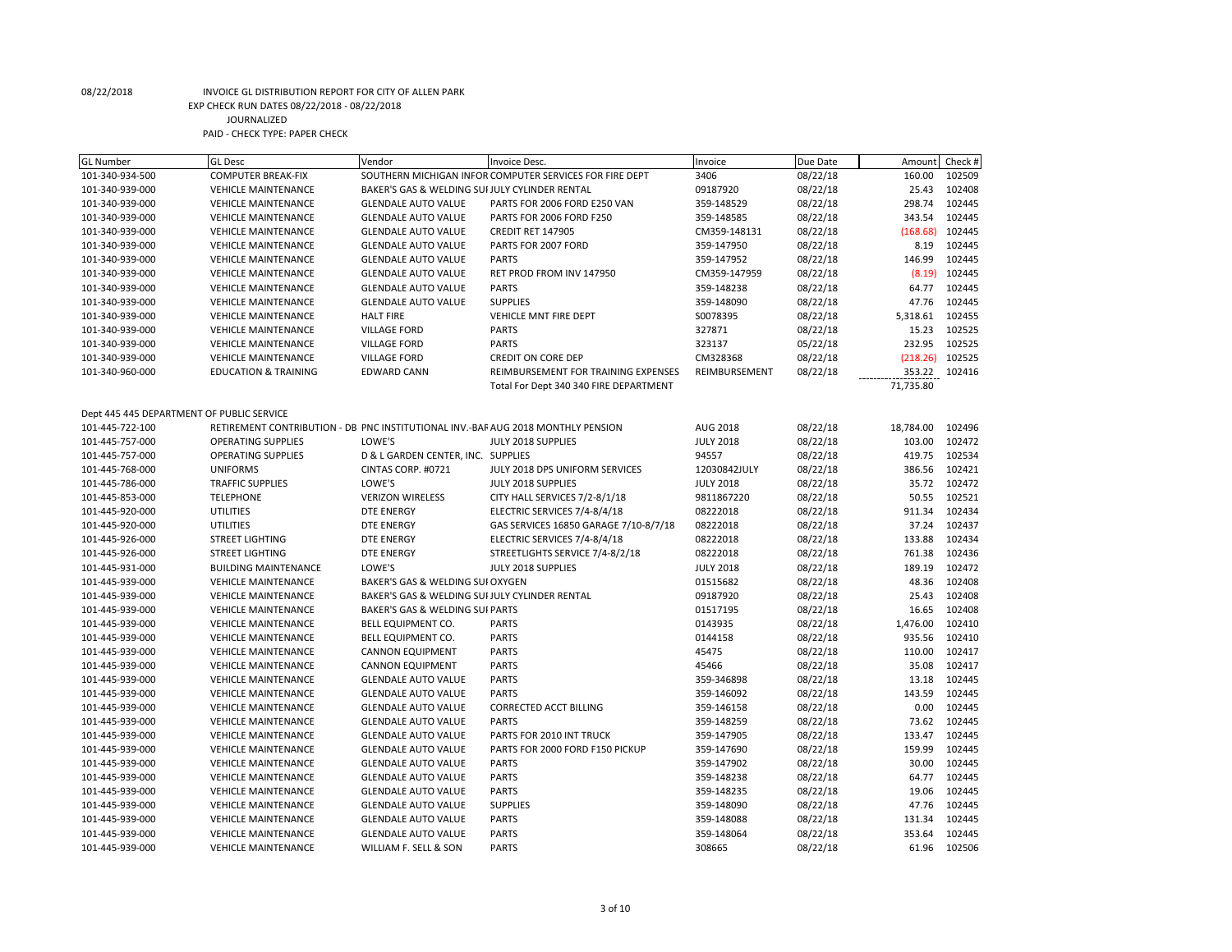08/22/2018 INVOICE GL DISTRIBUTION REPORT FOR CITY OF ALLEN PARK
EXP CHECK RUN DATES 08/22/2018 - 08/22/2018
JOURNALIZED
PAID - CHECK TYPE: PAPER CHECK

| GL Number | GL Desc | Vendor | Invoice Desc. | Invoice | Due Date | Amount | Check # |
|---|---|---|---|---|---|---|---|
| 101-340-934-500 | COMPUTER BREAK-FIX | SOUTHERN MICHIGAN INFOR | COMPUTER SERVICES FOR FIRE DEPT | 3406 | 08/22/18 | 160.00 | 102509 |
| 101-340-939-000 | VEHICLE MAINTENANCE | BAKER'S GAS & WELDING SUI | JULY CYLINDER RENTAL | 09187920 | 08/22/18 | 25.43 | 102408 |
| 101-340-939-000 | VEHICLE MAINTENANCE | GLENDALE AUTO VALUE | PARTS FOR 2006 FORD E250 VAN | 359-148529 | 08/22/18 | 298.74 | 102445 |
| 101-340-939-000 | VEHICLE MAINTENANCE | GLENDALE AUTO VALUE | PARTS FOR 2006 FORD F250 | 359-148585 | 08/22/18 | 343.54 | 102445 |
| 101-340-939-000 | VEHICLE MAINTENANCE | GLENDALE AUTO VALUE | CREDIT RET 147905 | CM359-148131 | 08/22/18 | (168.68) | 102445 |
| 101-340-939-000 | VEHICLE MAINTENANCE | GLENDALE AUTO VALUE | PARTS FOR 2007 FORD | 359-147950 | 08/22/18 | 8.19 | 102445 |
| 101-340-939-000 | VEHICLE MAINTENANCE | GLENDALE AUTO VALUE | PARTS | 359-147952 | 08/22/18 | 146.99 | 102445 |
| 101-340-939-000 | VEHICLE MAINTENANCE | GLENDALE AUTO VALUE | RET PROD FROM INV 147950 | CM359-147959 | 08/22/18 | (8.19) | 102445 |
| 101-340-939-000 | VEHICLE MAINTENANCE | GLENDALE AUTO VALUE | PARTS | 359-148238 | 08/22/18 | 64.77 | 102445 |
| 101-340-939-000 | VEHICLE MAINTENANCE | GLENDALE AUTO VALUE | SUPPLIES | 359-148090 | 08/22/18 | 47.76 | 102445 |
| 101-340-939-000 | VEHICLE MAINTENANCE | HALT FIRE | VEHICLE MNT FIRE DEPT | S0078395 | 08/22/18 | 5,318.61 | 102455 |
| 101-340-939-000 | VEHICLE MAINTENANCE | VILLAGE FORD | PARTS | 327871 | 08/22/18 | 15.23 | 102525 |
| 101-340-939-000 | VEHICLE MAINTENANCE | VILLAGE FORD | PARTS | 323137 | 05/22/18 | 232.95 | 102525 |
| 101-340-939-000 | VEHICLE MAINTENANCE | VILLAGE FORD | CREDIT ON CORE DEP | CM328368 | 08/22/18 | (218.26) | 102525 |
| 101-340-960-000 | EDUCATION & TRAINING | EDWARD CANN | REIMBURSEMENT FOR TRAINING EXPENSES | REIMBURSEMENT | 08/22/18 | 353.22 | 102416 |
| | | | Total For Dept 340 340 FIRE DEPARTMENT | | | 71,735.80 | |
| Dept 445 445 DEPARTMENT OF PUBLIC SERVICE | | | | | | | |
| 101-445-722-100 | RETIREMENT CONTRIBUTION - DB | PNC INSTITUTIONAL INV.-BAF | AUG 2018 MONTHLY PENSION | AUG 2018 | 08/22/18 | 18,784.00 | 102496 |
| 101-445-757-000 | OPERATING SUPPLIES | LOWE'S | JULY 2018 SUPPLIES | JULY 2018 | 08/22/18 | 103.00 | 102472 |
| 101-445-757-000 | OPERATING SUPPLIES | D & L GARDEN CENTER, INC. | SUPPLIES | 94557 | 08/22/18 | 419.75 | 102534 |
| 101-445-768-000 | UNIFORMS | CINTAS CORP. #0721 | JULY 2018 DPS UNIFORM SERVICES | 12030842JULY | 08/22/18 | 386.56 | 102421 |
| 101-445-786-000 | TRAFFIC SUPPLIES | LOWE'S | JULY 2018 SUPPLIES | JULY 2018 | 08/22/18 | 35.72 | 102472 |
| 101-445-853-000 | TELEPHONE | VERIZON WIRELESS | CITY HALL SERVICES 7/2-8/1/18 | 9811867220 | 08/22/18 | 50.55 | 102521 |
| 101-445-920-000 | UTILITIES | DTE ENERGY | ELECTRIC SERVICES 7/4-8/4/18 | 08222018 | 08/22/18 | 911.34 | 102434 |
| 101-445-920-000 | UTILITIES | DTE ENERGY | GAS SERVICES 16850 GARAGE 7/10-8/7/18 | 08222018 | 08/22/18 | 37.24 | 102437 |
| 101-445-926-000 | STREET LIGHTING | DTE ENERGY | ELECTRIC SERVICES 7/4-8/4/18 | 08222018 | 08/22/18 | 133.88 | 102434 |
| 101-445-926-000 | STREET LIGHTING | DTE ENERGY | STREETLIGHTS SERVICE 7/4-8/2/18 | 08222018 | 08/22/18 | 761.38 | 102436 |
| 101-445-931-000 | BUILDING MAINTENANCE | LOWE'S | JULY 2018 SUPPLIES | JULY 2018 | 08/22/18 | 189.19 | 102472 |
| 101-445-939-000 | VEHICLE MAINTENANCE | BAKER'S GAS & WELDING SUI | OXYGEN | 01515682 | 08/22/18 | 48.36 | 102408 |
| 101-445-939-000 | VEHICLE MAINTENANCE | BAKER'S GAS & WELDING SUI | JULY CYLINDER RENTAL | 09187920 | 08/22/18 | 25.43 | 102408 |
| 101-445-939-000 | VEHICLE MAINTENANCE | BAKER'S GAS & WELDING SUI | PARTS | 01517195 | 08/22/18 | 16.65 | 102408 |
| 101-445-939-000 | VEHICLE MAINTENANCE | BELL EQUIPMENT CO. | PARTS | 0143935 | 08/22/18 | 1,476.00 | 102410 |
| 101-445-939-000 | VEHICLE MAINTENANCE | BELL EQUIPMENT CO. | PARTS | 0144158 | 08/22/18 | 935.56 | 102410 |
| 101-445-939-000 | VEHICLE MAINTENANCE | CANNON EQUIPMENT | PARTS | 45475 | 08/22/18 | 110.00 | 102417 |
| 101-445-939-000 | VEHICLE MAINTENANCE | CANNON EQUIPMENT | PARTS | 45466 | 08/22/18 | 35.08 | 102417 |
| 101-445-939-000 | VEHICLE MAINTENANCE | GLENDALE AUTO VALUE | PARTS | 359-346898 | 08/22/18 | 13.18 | 102445 |
| 101-445-939-000 | VEHICLE MAINTENANCE | GLENDALE AUTO VALUE | PARTS | 359-146092 | 08/22/18 | 143.59 | 102445 |
| 101-445-939-000 | VEHICLE MAINTENANCE | GLENDALE AUTO VALUE | CORRECTED ACCT BILLING | 359-146158 | 08/22/18 | 0.00 | 102445 |
| 101-445-939-000 | VEHICLE MAINTENANCE | GLENDALE AUTO VALUE | PARTS | 359-148259 | 08/22/18 | 73.62 | 102445 |
| 101-445-939-000 | VEHICLE MAINTENANCE | GLENDALE AUTO VALUE | PARTS FOR 2010 INT TRUCK | 359-147905 | 08/22/18 | 133.47 | 102445 |
| 101-445-939-000 | VEHICLE MAINTENANCE | GLENDALE AUTO VALUE | PARTS FOR 2000 FORD F150 PICKUP | 359-147690 | 08/22/18 | 159.99 | 102445 |
| 101-445-939-000 | VEHICLE MAINTENANCE | GLENDALE AUTO VALUE | PARTS | 359-147902 | 08/22/18 | 30.00 | 102445 |
| 101-445-939-000 | VEHICLE MAINTENANCE | GLENDALE AUTO VALUE | PARTS | 359-148238 | 08/22/18 | 64.77 | 102445 |
| 101-445-939-000 | VEHICLE MAINTENANCE | GLENDALE AUTO VALUE | PARTS | 359-148235 | 08/22/18 | 19.06 | 102445 |
| 101-445-939-000 | VEHICLE MAINTENANCE | GLENDALE AUTO VALUE | SUPPLIES | 359-148090 | 08/22/18 | 47.76 | 102445 |
| 101-445-939-000 | VEHICLE MAINTENANCE | GLENDALE AUTO VALUE | PARTS | 359-148088 | 08/22/18 | 131.34 | 102445 |
| 101-445-939-000 | VEHICLE MAINTENANCE | GLENDALE AUTO VALUE | PARTS | 359-148064 | 08/22/18 | 353.64 | 102445 |
| 101-445-939-000 | VEHICLE MAINTENANCE | WILLIAM F. SELL & SON | PARTS | 308665 | 08/22/18 | 61.96 | 102506 |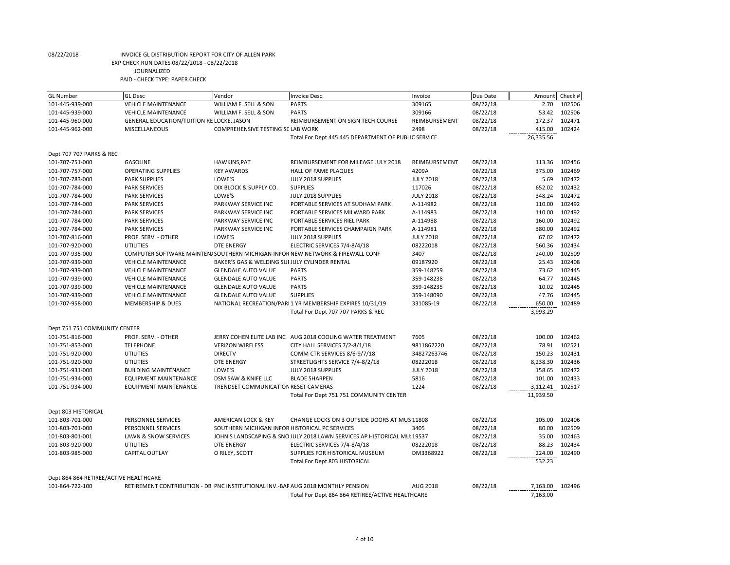08/22/2018 INVOICE GL DISTRIBUTION REPORT FOR CITY OF ALLEN PARK
EXP CHECK RUN DATES 08/22/2018 - 08/22/2018
JOURNALIZED
PAID - CHECK TYPE: PAPER CHECK

| GL Number | GL Desc | Vendor | Invoice Desc. | Invoice | Due Date | Amount | Check # |
|---|---|---|---|---|---|---|---|
| 101-445-939-000 | VEHICLE MAINTENANCE | WILLIAM F. SELL & SON | PARTS | 309165 | 08/22/18 | 2.70 | 102506 |
| 101-445-939-000 | VEHICLE MAINTENANCE | WILLIAM F. SELL & SON | PARTS | 309166 | 08/22/18 | 53.42 | 102506 |
| 101-445-960-000 | GENERAL EDUCATION/TUITION RE | LOCKE, JASON | REIMBURSEMENT ON SIGN TECH COURSE | REIMBURSEMENT | 08/22/18 | 172.37 | 102471 |
| 101-445-962-000 | MISCELLANEOUS | COMPREHENSIVE TESTING SC | LAB WORK | 2498 | 08/22/18 | 415.00 | 102424 |
| | | | Total For Dept 445 445 DEPARTMENT OF PUBLIC SERVICE | | | 26,335.56 | |
| Dept 707 707 PARKS & REC | | | | | | | |
| 101-707-751-000 | GASOLINE | HAWKINS,PAT | REIMBURSEMENT FOR MILEAGE JULY 2018 | REIMBURSEMENT | 08/22/18 | 113.36 | 102456 |
| 101-707-757-000 | OPERATING SUPPLIES | KEY AWARDS | HALL OF FAME PLAQUES | 4209A | 08/22/18 | 375.00 | 102469 |
| 101-707-783-000 | PARK SUPPLIES | LOWE'S | JULY 2018 SUPPLIES | JULY 2018 | 08/22/18 | 5.69 | 102472 |
| 101-707-784-000 | PARK SERVICES | DIX BLOCK & SUPPLY CO. | SUPPLIES | 117026 | 08/22/18 | 652.02 | 102432 |
| 101-707-784-000 | PARK SERVICES | LOWE'S | JULY 2018 SUPPLIES | JULY 2018 | 08/22/18 | 348.24 | 102472 |
| 101-707-784-000 | PARK SERVICES | PARKWAY SERVICE INC | PORTABLE SERVICES AT SUDHAM PARK | A-114982 | 08/22/18 | 110.00 | 102492 |
| 101-707-784-000 | PARK SERVICES | PARKWAY SERVICE INC | PORTABLE SERVICES MILWARD PARK | A-114983 | 08/22/18 | 110.00 | 102492 |
| 101-707-784-000 | PARK SERVICES | PARKWAY SERVICE INC | PORTABLE SERVICES RIEL PARK | A-114988 | 08/22/18 | 160.00 | 102492 |
| 101-707-784-000 | PARK SERVICES | PARKWAY SERVICE INC | PORTABLE SERVICES CHAMPAIGN PARK | A-114981 | 08/22/18 | 380.00 | 102492 |
| 101-707-816-000 | PROF. SERV. - OTHER | LOWE'S | JULY 2018 SUPPLIES | JULY 2018 | 08/22/18 | 67.02 | 102472 |
| 101-707-920-000 | UTILITIES | DTE ENERGY | ELECTRIC SERVICES 7/4-8/4/18 | 08222018 | 08/22/18 | 560.36 | 102434 |
| 101-707-935-000 | COMPUTER SOFTWARE MAINTEN/ | SOUTHERN MICHIGAN INFOR | NEW NETWORK & FIREWALL CONF | 3407 | 08/22/18 | 240.00 | 102509 |
| 101-707-939-000 | VEHICLE MAINTENANCE | BAKER'S GAS & WELDING SUI | JULY CYLINDER RENTAL | 09187920 | 08/22/18 | 25.43 | 102408 |
| 101-707-939-000 | VEHICLE MAINTENANCE | GLENDALE AUTO VALUE | PARTS | 359-148259 | 08/22/18 | 73.62 | 102445 |
| 101-707-939-000 | VEHICLE MAINTENANCE | GLENDALE AUTO VALUE | PARTS | 359-148238 | 08/22/18 | 64.77 | 102445 |
| 101-707-939-000 | VEHICLE MAINTENANCE | GLENDALE AUTO VALUE | PARTS | 359-148235 | 08/22/18 | 10.02 | 102445 |
| 101-707-939-000 | VEHICLE MAINTENANCE | GLENDALE AUTO VALUE | SUPPLIES | 359-148090 | 08/22/18 | 47.76 | 102445 |
| 101-707-958-000 | MEMBERSHIP & DUES | NATIONAL RECREATION/PARI | 1 YR MEMBERSHIP EXPIRES 10/31/19 | 331085-19 | 08/22/18 | 650.00 | 102489 |
| | | | Total For Dept 707 707 PARKS & REC | | | 3,993.29 | |
| Dept 751 751 COMMUNITY CENTER | | | | | | | |
| 101-751-816-000 | PROF. SERV. - OTHER | JERRY COHEN ELITE LAB INC | AUG 2018 COOLING WATER TREATMENT | 7605 | 08/22/18 | 100.00 | 102462 |
| 101-751-853-000 | TELEPHONE | VERIZON WIRELESS | CITY HALL SERVICES 7/2-8/1/18 | 9811867220 | 08/22/18 | 78.91 | 102521 |
| 101-751-920-000 | UTILITIES | DIRECTV | COMM CTR SERVICES 8/6-9/7/18 | 34827263746 | 08/22/18 | 150.23 | 102431 |
| 101-751-920-000 | UTILITIES | DTE ENERGY | STREETLIGHTS SERVICE 7/4-8/2/18 | 08222018 | 08/22/18 | 8,238.30 | 102436 |
| 101-751-931-000 | BUILDING MAINTENANCE | LOWE'S | JULY 2018 SUPPLIES | JULY 2018 | 08/22/18 | 158.65 | 102472 |
| 101-751-934-000 | EQUIPMENT MAINTENANCE | DSM SAW & KNIFE LLC | BLADE SHARPEN | 5816 | 08/22/18 | 101.00 | 102433 |
| 101-751-934-000 | EQUIPMENT MAINTENANCE | TRENDSET COMMUNICATION | RESET CAMERAS | 1224 | 08/22/18 | 3,112.41 | 102517 |
| | | | Total For Dept 751 751 COMMUNITY CENTER | | | 11,939.50 | |
| Dept 803 HISTORICAL | | | | | | | |
| 101-803-701-000 | PERSONNEL SERVICES | AMERICAN LOCK & KEY | CHANGE LOCKS ON 3 OUTSIDE DOORS AT MUS | 11808 | 08/22/18 | 105.00 | 102406 |
| 101-803-701-000 | PERSONNEL SERVICES | SOUTHERN MICHIGAN INFOR | HISTORICAL PC SERVICES | 3405 | 08/22/18 | 80.00 | 102509 |
| 101-803-801-001 | LAWN & SNOW SERVICES | JOHN'S LANDSCAPING & SNO | JULY 2018 LAWN SERVICES AP HISTORICAL MU | 19537 | 08/22/18 | 35.00 | 102463 |
| 101-803-920-000 | UTILITIES | DTE ENERGY | ELECTRIC SERVICES 7/4-8/4/18 | 08222018 | 08/22/18 | 88.23 | 102434 |
| 101-803-985-000 | CAPITAL OUTLAY | O RILEY, SCOTT | SUPPLIES FOR HISTORICAL MUSEUM | DM3368922 | 08/22/18 | 224.00 | 102490 |
| | | | Total For Dept 803 HISTORICAL | | | 532.23 | |
| Dept 864 864 RETIREE/ACTIVE HEALTHCARE | | | | | | | |
| 101-864-722-100 | RETIREMENT CONTRIBUTION - DB | PNC INSTITUTIONAL INV.-BAF | AUG 2018 MONTHLY PENSION | AUG 2018 | 08/22/18 | 7,163.00 | 102496 |
| | | | Total For Dept 864 864 RETIREE/ACTIVE HEALTHCARE | | | 7,163.00 | |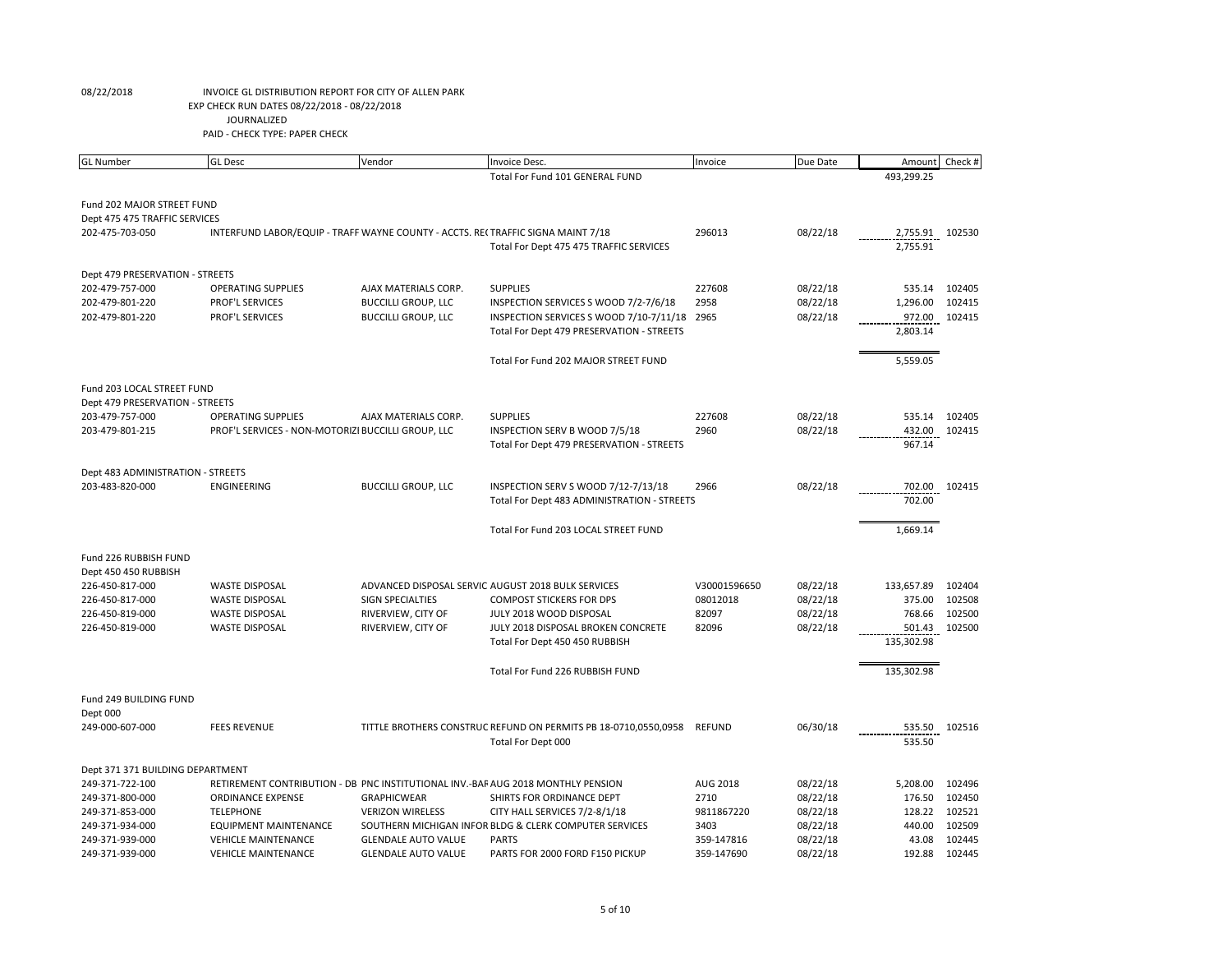08/22/2018 INVOICE GL DISTRIBUTION REPORT FOR CITY OF ALLEN PARK
EXP CHECK RUN DATES 08/22/2018 - 08/22/2018
JOURNALIZED
PAID - CHECK TYPE: PAPER CHECK

| GL Number | GL Desc | Vendor | Invoice Desc. | Invoice | Due Date | Amount | Check # |
|---|---|---|---|---|---|---|---|
| | | | Total For Fund 101 GENERAL FUND | | | 493,299.25 | |
| Fund 202 MAJOR STREET FUND | | | | | | | |
| Dept 475 475 TRAFFIC SERVICES | | | | | | | |
| 202-475-703-050 | INTERFUND LABOR/EQUIP - TRAFF | WAYNE COUNTY - ACCTS. RE( | TRAFFIC SIGNA MAINT 7/18 | 296013 | 08/22/18 | 2,755.91 | 102530 |
| | | | Total For Dept 475 475 TRAFFIC SERVICES | | | 2,755.91 | |
| Dept 479 PRESERVATION - STREETS | | | | | | | |
| 202-479-757-000 | OPERATING SUPPLIES | AJAX MATERIALS CORP. | SUPPLIES | 227608 | 08/22/18 | 535.14 | 102405 |
| 202-479-801-220 | PROF'L SERVICES | BUCCILLI GROUP, LLC | INSPECTION SERVICES S WOOD 7/2-7/6/18 | 2958 | 08/22/18 | 1,296.00 | 102415 |
| 202-479-801-220 | PROF'L SERVICES | BUCCILLI GROUP, LLC | INSPECTION SERVICES S WOOD 7/10-7/11/18 | 2965 | 08/22/18 | 972.00 | 102415 |
| | | | Total For Dept 479 PRESERVATION - STREETS | | | 2,803.14 | |
| | | | Total For Fund 202 MAJOR STREET FUND | | | 5,559.05 | |
| Fund 203 LOCAL STREET FUND | | | | | | | |
| Dept 479 PRESERVATION - STREETS | | | | | | | |
| 203-479-757-000 | OPERATING SUPPLIES | AJAX MATERIALS CORP. | SUPPLIES | 227608 | 08/22/18 | 535.14 | 102405 |
| 203-479-801-215 | PROF'L SERVICES - NON-MOTORIZI | BUCCILLI GROUP, LLC | INSPECTION SERV B WOOD 7/5/18 | 2960 | 08/22/18 | 432.00 | 102415 |
| | | | Total For Dept 479 PRESERVATION - STREETS | | | 967.14 | |
| Dept 483 ADMINISTRATION - STREETS | | | | | | | |
| 203-483-820-000 | ENGINEERING | BUCCILLI GROUP, LLC | INSPECTION SERV S WOOD 7/12-7/13/18 | 2966 | 08/22/18 | 702.00 | 102415 |
| | | | Total For Dept 483 ADMINISTRATION - STREETS | | | 702.00 | |
| | | | Total For Fund 203 LOCAL STREET FUND | | | 1,669.14 | |
| Fund 226 RUBBISH FUND | | | | | | | |
| Dept 450 450 RUBBISH | | | | | | | |
| 226-450-817-000 | WASTE DISPOSAL | ADVANCED DISPOSAL SERVIC | AUGUST 2018 BULK SERVICES | V30001596650 | 08/22/18 | 133,657.89 | 102404 |
| 226-450-817-000 | WASTE DISPOSAL | SIGN SPECIALTIES | COMPOST STICKERS FOR DPS | 08012018 | 08/22/18 | 375.00 | 102508 |
| 226-450-819-000 | WASTE DISPOSAL | RIVERVIEW, CITY OF | JULY 2018 WOOD DISPOSAL | 82097 | 08/22/18 | 768.66 | 102500 |
| 226-450-819-000 | WASTE DISPOSAL | RIVERVIEW, CITY OF | JULY 2018 DISPOSAL BROKEN CONCRETE | 82096 | 08/22/18 | 501.43 | 102500 |
| | | | Total For Dept 450 450 RUBBISH | | | 135,302.98 | |
| | | | Total For Fund 226 RUBBISH FUND | | | 135,302.98 | |
| Fund 249 BUILDING FUND | | | | | | | |
| Dept 000 | | | | | | | |
| 249-000-607-000 | FEES REVENUE | TITTLE BROTHERS CONSTRUC | REFUND ON PERMITS PB 18-0710,0550,0958 | REFUND | 06/30/18 | 535.50 | 102516 |
| | | | Total For Dept 000 | | | 535.50 | |
| Dept 371 371 BUILDING DEPARTMENT | | | | | | | |
| 249-371-722-100 | RETIREMENT CONTRIBUTION - DB | PNC INSTITUTIONAL INV.-BAF | AUG 2018 MONTHLY PENSION | AUG 2018 | 08/22/18 | 5,208.00 | 102496 |
| 249-371-800-000 | ORDINANCE EXPENSE | GRAPHICWEAR | SHIRTS FOR ORDINANCE DEPT | 2710 | 08/22/18 | 176.50 | 102450 |
| 249-371-853-000 | TELEPHONE | VERIZON WIRELESS | CITY HALL SERVICES 7/2-8/1/18 | 9811867220 | 08/22/18 | 128.22 | 102521 |
| 249-371-934-000 | EQUIPMENT MAINTENANCE | SOUTHERN MICHIGAN INFOR | BLDG & CLERK COMPUTER SERVICES | 3403 | 08/22/18 | 440.00 | 102509 |
| 249-371-939-000 | VEHICLE MAINTENANCE | GLENDALE AUTO VALUE | PARTS | 359-147816 | 08/22/18 | 43.08 | 102445 |
| 249-371-939-000 | VEHICLE MAINTENANCE | GLENDALE AUTO VALUE | PARTS FOR 2000 FORD F150 PICKUP | 359-147690 | 08/22/18 | 192.88 | 102445 |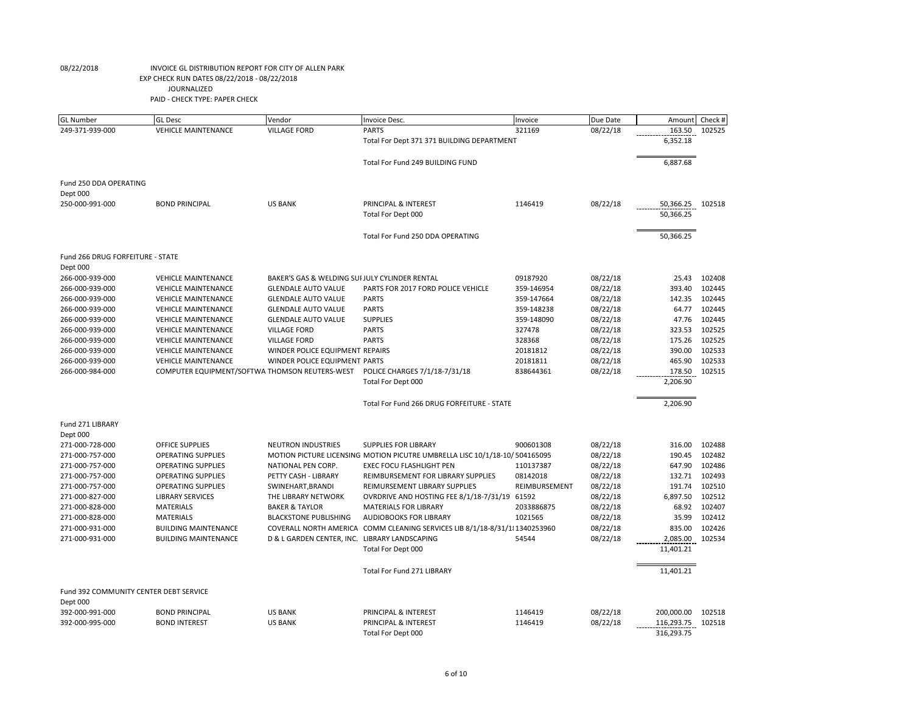08/22/2018 INVOICE GL DISTRIBUTION REPORT FOR CITY OF ALLEN PARK
EXP CHECK RUN DATES 08/22/2018 - 08/22/2018
JOURNALIZED
PAID - CHECK TYPE: PAPER CHECK

| GL Number | GL Desc | Vendor | Invoice Desc. | Invoice | Due Date | Amount | Check # |
|---|---|---|---|---|---|---|---|
| 249-371-939-000 | VEHICLE MAINTENANCE | VILLAGE FORD | PARTS | 321169 | 08/22/18 | 163.50 | 102525 |
| | | | Total For Dept 371 371 BUILDING DEPARTMENT | | | 6,352.18 | |
| | | | Total For Fund 249 BUILDING FUND | | | 6,887.68 | |
| Fund 250 DDA OPERATING | | | | | | | |
| Dept 000 | | | | | | | |
| 250-000-991-000 | BOND PRINCIPAL | US BANK | PRINCIPAL & INTEREST | 1146419 | 08/22/18 | 50,366.25 | 102518 |
| | | | Total For Dept 000 | | | 50,366.25 | |
| | | | Total For Fund 250 DDA OPERATING | | | 50,366.25 | |
| Fund 266 DRUG FORFEITURE - STATE | | | | | | | |
| Dept 000 | | | | | | | |
| 266-000-939-000 | VEHICLE MAINTENANCE | BAKER'S GAS & WELDING SUI | JULY CYLINDER RENTAL | 09187920 | 08/22/18 | 25.43 | 102408 |
| 266-000-939-000 | VEHICLE MAINTENANCE | GLENDALE AUTO VALUE | PARTS FOR 2017 FORD POLICE VEHICLE | 359-146954 | 08/22/18 | 393.40 | 102445 |
| 266-000-939-000 | VEHICLE MAINTENANCE | GLENDALE AUTO VALUE | PARTS | 359-147664 | 08/22/18 | 142.35 | 102445 |
| 266-000-939-000 | VEHICLE MAINTENANCE | GLENDALE AUTO VALUE | PARTS | 359-148238 | 08/22/18 | 64.77 | 102445 |
| 266-000-939-000 | VEHICLE MAINTENANCE | GLENDALE AUTO VALUE | SUPPLIES | 359-148090 | 08/22/18 | 47.76 | 102445 |
| 266-000-939-000 | VEHICLE MAINTENANCE | VILLAGE FORD | PARTS | 327478 | 08/22/18 | 323.53 | 102525 |
| 266-000-939-000 | VEHICLE MAINTENANCE | VILLAGE FORD | PARTS | 328368 | 08/22/18 | 175.26 | 102525 |
| 266-000-939-000 | VEHICLE MAINTENANCE | WINDER POLICE EQUIPMENT | REPAIRS | 20181812 | 08/22/18 | 390.00 | 102533 |
| 266-000-939-000 | VEHICLE MAINTENANCE | WINDER POLICE EQUIPMENT | PARTS | 20181811 | 08/22/18 | 465.90 | 102533 |
| 266-000-984-000 | COMPUTER EQUIPMENT/SOFTWA | THOMSON REUTERS-WEST | POLICE CHARGES 7/1/18-7/31/18 | 838644361 | 08/22/18 | 178.50 | 102515 |
| | | | Total For Dept 000 | | | 2,206.90 | |
| | | | Total For Fund 266 DRUG FORFEITURE - STATE | | | 2,206.90 | |
| Fund 271 LIBRARY | | | | | | | |
| Dept 000 | | | | | | | |
| 271-000-728-000 | OFFICE SUPPLIES | NEUTRON INDUSTRIES | SUPPLIES FOR LIBRARY | 900601308 | 08/22/18 | 316.00 | 102488 |
| 271-000-757-000 | OPERATING SUPPLIES | MOTION PICTURE LICENSING | MOTION PICUTRE UMBRELLA LISC 10/1/18-10/ | 504165095 | 08/22/18 | 190.45 | 102482 |
| 271-000-757-000 | OPERATING SUPPLIES | NATIONAL PEN CORP. | EXEC FOCU FLASHLIGHT PEN | 110137387 | 08/22/18 | 647.90 | 102486 |
| 271-000-757-000 | OPERATING SUPPLIES | PETTY CASH - LIBRARY | REIMBURSEMENT FOR LIBRARY SUPPLIES | 08142018 | 08/22/18 | 132.71 | 102493 |
| 271-000-757-000 | OPERATING SUPPLIES | SWINEHART,BRANDI | REIMURSEMENT LIBRARY SUPPLIES | REIMBURSEMENT | 08/22/18 | 191.74 | 102510 |
| 271-000-827-000 | LIBRARY SERVICES | THE LIBRARY NETWORK | OVRDRIVE AND HOSTING FEE 8/1/18-7/31/19 | 61592 | 08/22/18 | 6,897.50 | 102512 |
| 271-000-828-000 | MATERIALS | BAKER & TAYLOR | MATERIALS FOR LIBRARY | 2033886875 | 08/22/18 | 68.92 | 102407 |
| 271-000-828-000 | MATERIALS | BLACKSTONE PUBLISHING | AUDIOBOOKS FOR LIBRARY | 1021565 | 08/22/18 | 35.99 | 102412 |
| 271-000-931-000 | BUILDING MAINTENANCE | COVERALL NORTH AMERICA | COMM CLEANING SERVICES LIB 8/1/18-8/31/1 | 1340253960 | 08/22/18 | 835.00 | 102426 |
| 271-000-931-000 | BUILDING MAINTENANCE | D & L GARDEN CENTER, INC. | LIBRARY LANDSCAPING | 54544 | 08/22/18 | 2,085.00 | 102534 |
| | | | Total For Dept 000 | | | 11,401.21 | |
| | | | Total For Fund 271 LIBRARY | | | 11,401.21 | |
| Fund 392 COMMUNITY CENTER DEBT SERVICE | | | | | | | |
| Dept 000 | | | | | | | |
| 392-000-991-000 | BOND PRINCIPAL | US BANK | PRINCIPAL & INTEREST | 1146419 | 08/22/18 | 200,000.00 | 102518 |
| 392-000-995-000 | BOND INTEREST | US BANK | PRINCIPAL & INTEREST | 1146419 | 08/22/18 | 116,293.75 | 102518 |
| | | | Total For Dept 000 | | | 316,293.75 | |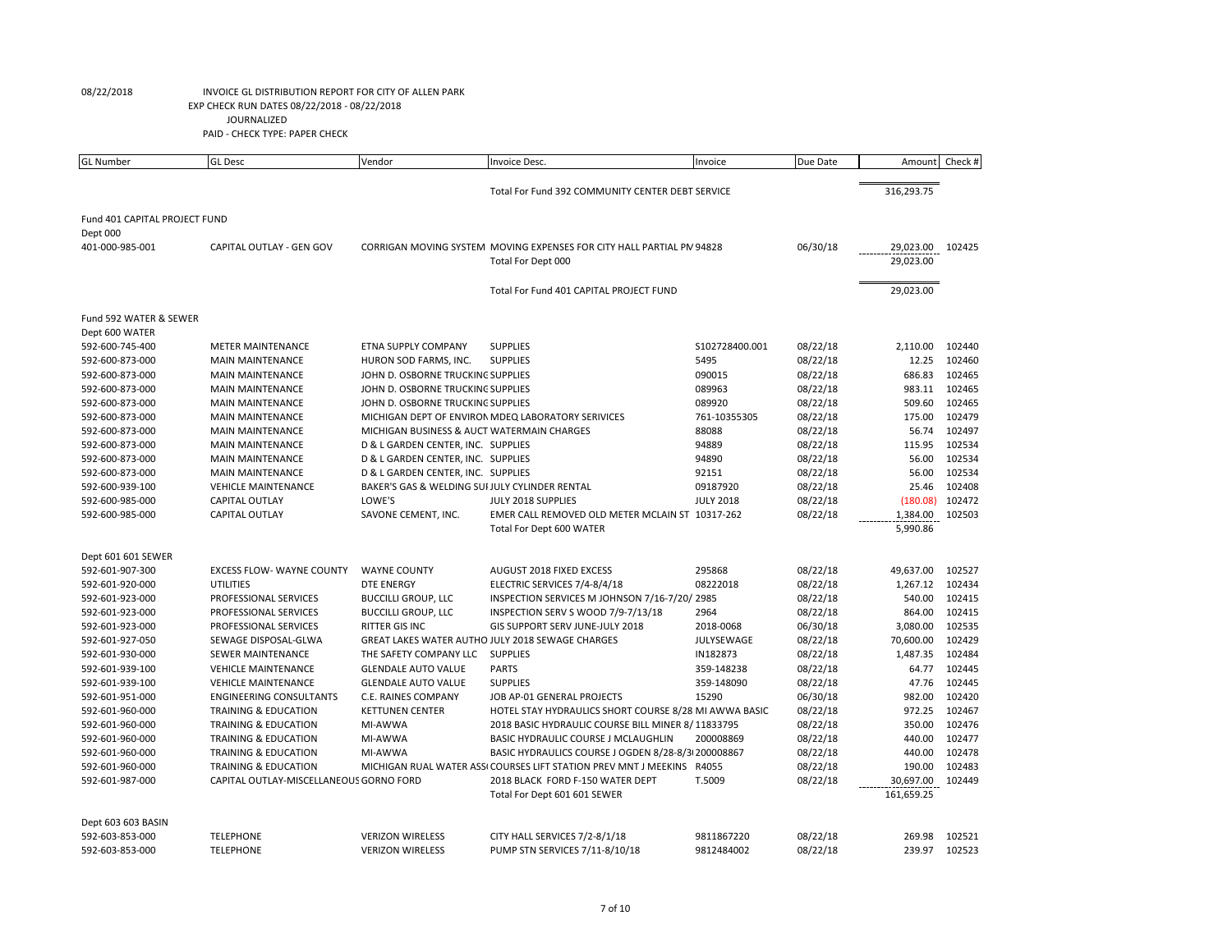08/22/2018 INVOICE GL DISTRIBUTION REPORT FOR CITY OF ALLEN PARK
EXP CHECK RUN DATES 08/22/2018 - 08/22/2018
JOURNALIZED
PAID - CHECK TYPE: PAPER CHECK

| GL Number | GL Desc | Vendor | Invoice Desc. | Invoice | Due Date | Amount | Check # |
|---|---|---|---|---|---|---|---|
| | | | Total For Fund 392 COMMUNITY CENTER DEBT SERVICE | | | 316,293.75 | |
| Fund 401 CAPITAL PROJECT FUND | | | | | | | |
| Dept 000 | | | | | | | |
| 401-000-985-001 | CAPITAL OUTLAY - GEN GOV | CORRIGAN MOVING SYSTEM | MOVING EXPENSES FOR CITY HALL PARTIAL PM | 94828 | 06/30/18 | 29,023.00 | 102425 |
| | | | Total For Dept 000 | | | 29,023.00 | |
| | | | Total For Fund 401 CAPITAL PROJECT FUND | | | 29,023.00 | |
| Fund 592 WATER & SEWER | | | | | | | |
| Dept 600 WATER | | | | | | | |
| 592-600-745-400 | METER MAINTENANCE | ETNA SUPPLY COMPANY | SUPPLIES | S102728400.001 | 08/22/18 | 2,110.00 | 102440 |
| 592-600-873-000 | MAIN MAINTENANCE | HURON SOD FARMS, INC. | SUPPLIES | 5495 | 08/22/18 | 12.25 | 102460 |
| 592-600-873-000 | MAIN MAINTENANCE | JOHN D. OSBORNE TRUCKING | SUPPLIES | 090015 | 08/22/18 | 686.83 | 102465 |
| 592-600-873-000 | MAIN MAINTENANCE | JOHN D. OSBORNE TRUCKING | SUPPLIES | 089963 | 08/22/18 | 983.11 | 102465 |
| 592-600-873-000 | MAIN MAINTENANCE | JOHN D. OSBORNE TRUCKING | SUPPLIES | 089920 | 08/22/18 | 509.60 | 102465 |
| 592-600-873-000 | MAIN MAINTENANCE | MICHIGAN DEPT OF ENVIRON | MDEQ LABORATORY SERIVICES | 761-10355305 | 08/22/18 | 175.00 | 102479 |
| 592-600-873-000 | MAIN MAINTENANCE | MICHIGAN BUSINESS & AUCT | WATERMAIN CHARGES | 88088 | 08/22/18 | 56.74 | 102497 |
| 592-600-873-000 | MAIN MAINTENANCE | D & L GARDEN CENTER, INC. | SUPPLIES | 94889 | 08/22/18 | 115.95 | 102534 |
| 592-600-873-000 | MAIN MAINTENANCE | D & L GARDEN CENTER, INC. | SUPPLIES | 94890 | 08/22/18 | 56.00 | 102534 |
| 592-600-873-000 | MAIN MAINTENANCE | D & L GARDEN CENTER, INC. | SUPPLIES | 92151 | 08/22/18 | 56.00 | 102534 |
| 592-600-939-100 | VEHICLE MAINTENANCE | BAKER'S GAS & WELDING SUI | JULY CYLINDER RENTAL | 09187920 | 08/22/18 | 25.46 | 102408 |
| 592-600-985-000 | CAPITAL OUTLAY | LOWE'S | JULY 2018 SUPPLIES | JULY 2018 | 08/22/18 | (180.08) | 102472 |
| 592-600-985-000 | CAPITAL OUTLAY | SAVONE CEMENT, INC. | EMER CALL REMOVED OLD METER MCLAIN ST | 10317-262 | 08/22/18 | 1,384.00 | 102503 |
| | | | Total For Dept 600 WATER | | | 5,990.86 | |
| Dept 601 601 SEWER | | | | | | | |
| 592-601-907-300 | EXCESS FLOW- WAYNE COUNTY | WAYNE COUNTY | AUGUST 2018 FIXED EXCESS | 295868 | 08/22/18 | 49,637.00 | 102527 |
| 592-601-920-000 | UTILITIES | DTE ENERGY | ELECTRIC SERVICES 7/4-8/4/18 | 08222018 | 08/22/18 | 1,267.12 | 102434 |
| 592-601-923-000 | PROFESSIONAL SERVICES | BUCCILLI GROUP, LLC | INSPECTION SERVICES M JOHNSON 7/16-7/20/ | 2985 | 08/22/18 | 540.00 | 102415 |
| 592-601-923-000 | PROFESSIONAL SERVICES | BUCCILLI GROUP, LLC | INSPECTION SERV S WOOD 7/9-7/13/18 | 2964 | 08/22/18 | 864.00 | 102415 |
| 592-601-923-000 | PROFESSIONAL SERVICES | RITTER GIS INC | GIS SUPPORT SERV JUNE-JULY 2018 | 2018-0068 | 06/30/18 | 3,080.00 | 102535 |
| 592-601-927-050 | SEWAGE DISPOSAL-GLWA | GREAT LAKES WATER AUTHO | JULY 2018 SEWAGE CHARGES | JULYSEWAGE | 08/22/18 | 70,600.00 | 102429 |
| 592-601-930-000 | SEWER MAINTENANCE | THE SAFETY COMPANY LLC | SUPPLIES | IN182873 | 08/22/18 | 1,487.35 | 102484 |
| 592-601-939-100 | VEHICLE MAINTENANCE | GLENDALE AUTO VALUE | PARTS | 359-148238 | 08/22/18 | 64.77 | 102445 |
| 592-601-939-100 | VEHICLE MAINTENANCE | GLENDALE AUTO VALUE | SUPPLIES | 359-148090 | 08/22/18 | 47.76 | 102445 |
| 592-601-951-000 | ENGINEERING CONSULTANTS | C.E. RAINES COMPANY | JOB AP-01 GENERAL PROJECTS | 15290 | 06/30/18 | 982.00 | 102420 |
| 592-601-960-000 | TRAINING & EDUCATION | KETTUNEN CENTER | HOTEL STAY HYDRAULICS SHORT COURSE 8/28 | MI AWWA BASIC | 08/22/18 | 972.25 | 102467 |
| 592-601-960-000 | TRAINING & EDUCATION | MI-AWWA | 2018 BASIC HYDRAULIC COURSE BILL MINER 8/ | 11833795 | 08/22/18 | 350.00 | 102476 |
| 592-601-960-000 | TRAINING & EDUCATION | MI-AWWA | BASIC HYDRAULIC COURSE J MCLAUGHLIN | 200008869 | 08/22/18 | 440.00 | 102477 |
| 592-601-960-000 | TRAINING & EDUCATION | MI-AWWA | BASIC HYDRAULICS COURSE J OGDEN 8/28-8/3 | 200008867 | 08/22/18 | 440.00 | 102478 |
| 592-601-960-000 | TRAINING & EDUCATION | MICHIGAN RUAL WATER ASS | COURSES LIFT STATION PREV MNT J MEEKINS | R4055 | 08/22/18 | 190.00 | 102483 |
| 592-601-987-000 | CAPITAL OUTLAY-MISCELLANEOUS | GORNO FORD | 2018 BLACK FORD F-150 WATER DEPT | T.5009 | 08/22/18 | 30,697.00 | 102449 |
| | | | Total For Dept 601 601 SEWER | | | 161,659.25 | |
| Dept 603 603 BASIN | | | | | | | |
| 592-603-853-000 | TELEPHONE | VERIZON WIRELESS | CITY HALL SERVICES 7/2-8/1/18 | 9811867220 | 08/22/18 | 269.98 | 102521 |
| 592-603-853-000 | TELEPHONE | VERIZON WIRELESS | PUMP STN SERVICES 7/11-8/10/18 | 9812484002 | 08/22/18 | 239.97 | 102523 |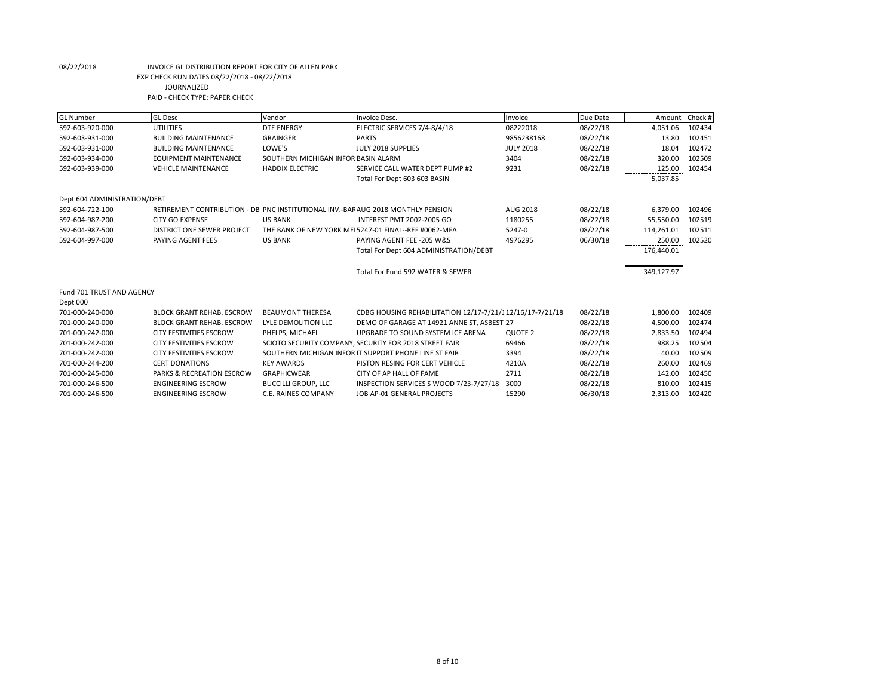08/22/2018 INVOICE GL DISTRIBUTION REPORT FOR CITY OF ALLEN PARK

EXP CHECK RUN DATES 08/22/2018 - 08/22/2018

JOURNALIZED

PAID - CHECK TYPE: PAPER CHECK

| GL Number | GL Desc | Vendor | Invoice Desc. | Invoice | Due Date | Amount | Check # |
|---|---|---|---|---|---|---|---|
| 592-603-920-000 | UTILITIES | DTE ENERGY | ELECTRIC SERVICES 7/4-8/4/18 | 08222018 | 08/22/18 | 4,051.06 | 102434 |
| 592-603-931-000 | BUILDING MAINTENANCE | GRAINGER | PARTS | 9856238168 | 08/22/18 | 13.80 | 102451 |
| 592-603-931-000 | BUILDING MAINTENANCE | LOWE'S | JULY 2018 SUPPLIES | JULY 2018 | 08/22/18 | 18.04 | 102472 |
| 592-603-934-000 | EQUIPMENT MAINTENANCE | SOUTHERN MICHIGAN INFOR | BASIN ALARM | 3404 | 08/22/18 | 320.00 | 102509 |
| 592-603-939-000 | VEHICLE MAINTENANCE | HADDIX ELECTRIC | SERVICE CALL WATER DEPT PUMP #2 | 9231 | 08/22/18 | 125.00 | 102454 |
| | | | Total For Dept 603 603 BASIN | | | 5,037.85 | |
| Dept 604 ADMINISTRATION/DEBT | | | | | | | |
| 592-604-722-100 | RETIREMENT CONTRIBUTION - DB | PNC INSTITUTIONAL INV.-BAR | AUG 2018 MONTHLY PENSION | AUG 2018 | 08/22/18 | 6,379.00 | 102496 |
| 592-604-987-200 | CITY GO EXPENSE | US BANK | INTEREST PMT 2002-2005 GO | 1180255 | 08/22/18 | 55,550.00 | 102519 |
| 592-604-987-500 | DISTRICT ONE SEWER PROJECT | THE BANK OF NEW YORK ME | 5247-01 FINAL--REF #0062-MFA | 5247-0 | 08/22/18 | 114,261.01 | 102511 |
| 592-604-997-000 | PAYING AGENT FEES | US BANK | PAYING AGENT FEE -205 W&S | 4976295 | 06/30/18 | 250.00 | 102520 |
| | | | Total For Dept 604 ADMINISTRATION/DEBT | | | 176,440.01 | |
| | | | Total For Fund 592 WATER & SEWER | | | 349,127.97 | |
| Fund 701 TRUST AND AGENCY | | | | | | | |
| Dept 000 | | | | | | | |
| 701-000-240-000 | BLOCK GRANT REHAB. ESCROW | BEAUMONT THERESA | CDBG HOUSING REHABILITATION 12/17-7/21/1 | 12/16/17-7/21/18 | 08/22/18 | 1,800.00 | 102409 |
| 701-000-240-000 | BLOCK GRANT REHAB. ESCROW | LYLE DEMOLITION LLC | DEMO OF GARAGE AT 14921 ANNE ST, ASBEST | 27 | 08/22/18 | 4,500.00 | 102474 |
| 701-000-242-000 | CITY FESTIVITIES ESCROW | PHELPS, MICHAEL | UPGRADE TO SOUND SYSTEM ICE ARENA | QUOTE 2 | 08/22/18 | 2,833.50 | 102494 |
| 701-000-242-000 | CITY FESTIVITIES ESCROW | SCIOTO SECURITY COMPANY, | SECURITY FOR 2018 STREET FAIR | 69466 | 08/22/18 | 988.25 | 102504 |
| 701-000-242-000 | CITY FESTIVITIES ESCROW | SOUTHERN MICHIGAN INFOR | IT SUPPORT PHONE LINE ST FAIR | 3394 | 08/22/18 | 40.00 | 102509 |
| 701-000-244-200 | CERT DONATIONS | KEY AWARDS | PISTON RESING FOR CERT VEHICLE | 4210A | 08/22/18 | 260.00 | 102469 |
| 701-000-245-000 | PARKS & RECREATION ESCROW | GRAPHICWEAR | CITY OF AP HALL OF FAME | 2711 | 08/22/18 | 142.00 | 102450 |
| 701-000-246-500 | ENGINEERING ESCROW | BUCCILLI GROUP, LLC | INSPECTION SERVICES S WOOD 7/23-7/27/18 | 3000 | 08/22/18 | 810.00 | 102415 |
| 701-000-246-500 | ENGINEERING ESCROW | C.E. RAINES COMPANY | JOB AP-01 GENERAL PROJECTS | 15290 | 06/30/18 | 2,313.00 | 102420 |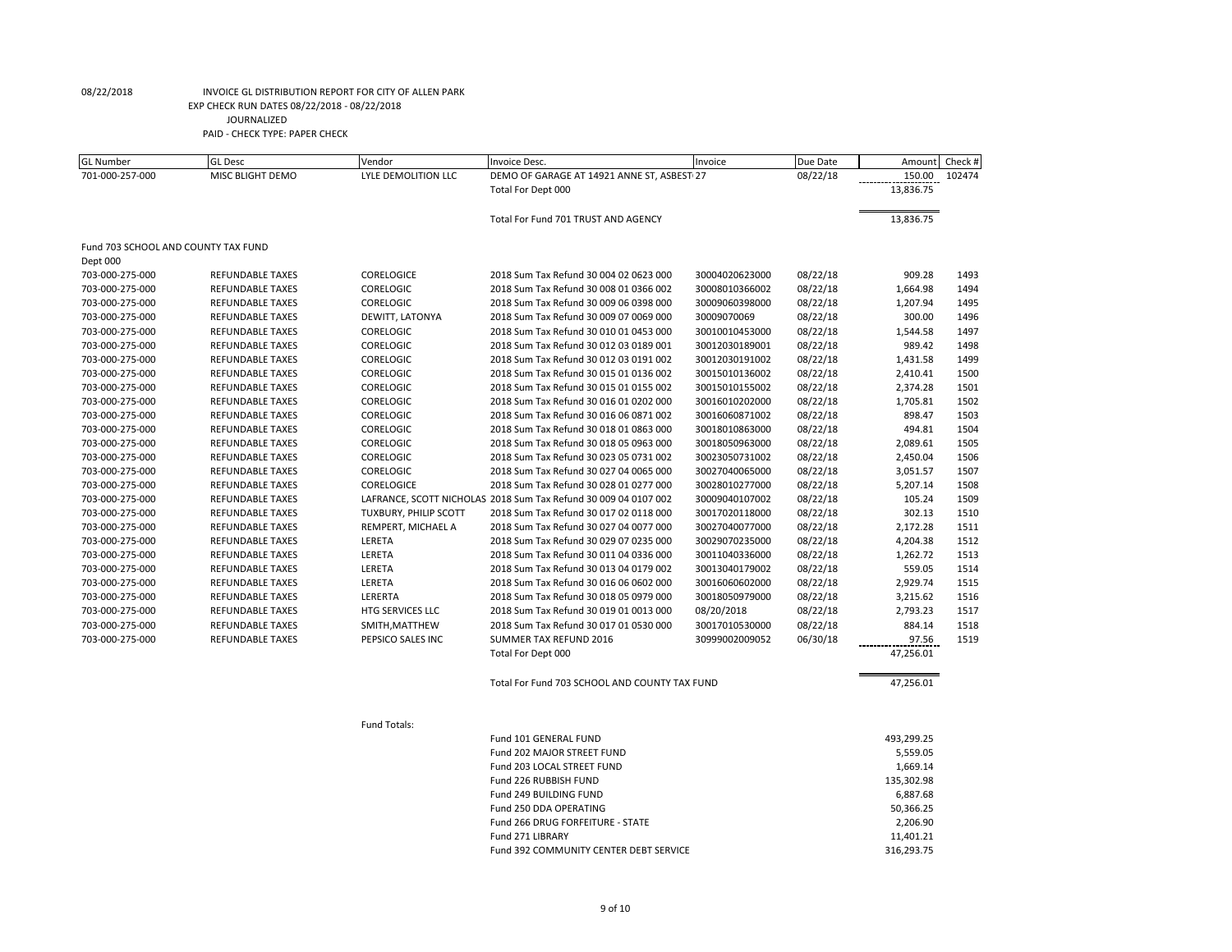08/22/2018 INVOICE GL DISTRIBUTION REPORT FOR CITY OF ALLEN PARK

EXP CHECK RUN DATES 08/22/2018 - 08/22/2018

JOURNALIZED

PAID - CHECK TYPE: PAPER CHECK

| GL Number | GL Desc | Vendor | Invoice Desc. | Invoice | Due Date | Amount | Check # |
|---|---|---|---|---|---|---|---|
| 701-000-257-000 | MISC BLIGHT DEMO | LYLE DEMOLITION LLC | DEMO OF GARAGE AT 14921 ANNE ST, ASBEST 27 | | 08/22/18 | 150.00 | 102474 |
| | | | Total For Dept 000 | | | 13,836.75 | |
| | | | Total For Fund 701 TRUST AND AGENCY | | | 13,836.75 | |
| Fund 703 SCHOOL AND COUNTY TAX FUND | | | | | | | |
| Dept 000 | | | | | | | |
| 703-000-275-000 | REFUNDABLE TAXES | CORELOGICE | 2018 Sum Tax Refund 30 004 02 0623 000 | 30004020623000 | 08/22/18 | 909.28 | 1493 |
| 703-000-275-000 | REFUNDABLE TAXES | CORELOGIC | 2018 Sum Tax Refund 30 008 01 0366 002 | 30008010366002 | 08/22/18 | 1,664.98 | 1494 |
| 703-000-275-000 | REFUNDABLE TAXES | CORELOGIC | 2018 Sum Tax Refund 30 009 06 0398 000 | 30009060398000 | 08/22/18 | 1,207.94 | 1495 |
| 703-000-275-000 | REFUNDABLE TAXES | DEWITT, LATONYA | 2018 Sum Tax Refund 30 009 07 0069 000 | 30009070069 | 08/22/18 | 300.00 | 1496 |
| 703-000-275-000 | REFUNDABLE TAXES | CORELOGIC | 2018 Sum Tax Refund 30 010 01 0453 000 | 30010010453000 | 08/22/18 | 1,544.58 | 1497 |
| 703-000-275-000 | REFUNDABLE TAXES | CORELOGIC | 2018 Sum Tax Refund 30 012 03 0189 001 | 30012030189001 | 08/22/18 | 989.42 | 1498 |
| 703-000-275-000 | REFUNDABLE TAXES | CORELOGIC | 2018 Sum Tax Refund 30 012 03 0191 002 | 30012030191002 | 08/22/18 | 1,431.58 | 1499 |
| 703-000-275-000 | REFUNDABLE TAXES | CORELOGIC | 2018 Sum Tax Refund 30 015 01 0136 002 | 30015010136002 | 08/22/18 | 2,410.41 | 1500 |
| 703-000-275-000 | REFUNDABLE TAXES | CORELOGIC | 2018 Sum Tax Refund 30 015 01 0155 002 | 30015010155002 | 08/22/18 | 2,374.28 | 1501 |
| 703-000-275-000 | REFUNDABLE TAXES | CORELOGIC | 2018 Sum Tax Refund 30 016 01 0202 000 | 30016010202000 | 08/22/18 | 1,705.81 | 1502 |
| 703-000-275-000 | REFUNDABLE TAXES | CORELOGIC | 2018 Sum Tax Refund 30 016 06 0871 002 | 30016060871002 | 08/22/18 | 898.47 | 1503 |
| 703-000-275-000 | REFUNDABLE TAXES | CORELOGIC | 2018 Sum Tax Refund 30 018 01 0863 000 | 30018010863000 | 08/22/18 | 494.81 | 1504 |
| 703-000-275-000 | REFUNDABLE TAXES | CORELOGIC | 2018 Sum Tax Refund 30 018 05 0963 000 | 30018050963000 | 08/22/18 | 2,089.61 | 1505 |
| 703-000-275-000 | REFUNDABLE TAXES | CORELOGIC | 2018 Sum Tax Refund 30 023 05 0731 002 | 30023050731002 | 08/22/18 | 2,450.04 | 1506 |
| 703-000-275-000 | REFUNDABLE TAXES | CORELOGIC | 2018 Sum Tax Refund 30 027 04 0065 000 | 30027040065000 | 08/22/18 | 3,051.57 | 1507 |
| 703-000-275-000 | REFUNDABLE TAXES | CORELOGICE | 2018 Sum Tax Refund 30 028 01 0277 000 | 30028010277000 | 08/22/18 | 5,207.14 | 1508 |
| 703-000-275-000 | REFUNDABLE TAXES | LAFRANCE, SCOTT NICHOLAS | 2018 Sum Tax Refund 30 009 04 0107 002 | 30009040107002 | 08/22/18 | 105.24 | 1509 |
| 703-000-275-000 | REFUNDABLE TAXES | TUXBURY, PHILIP SCOTT | 2018 Sum Tax Refund 30 017 02 0118 000 | 30017020118000 | 08/22/18 | 302.13 | 1510 |
| 703-000-275-000 | REFUNDABLE TAXES | REMPERT, MICHAEL A | 2018 Sum Tax Refund 30 027 04 0077 000 | 30027040077000 | 08/22/18 | 2,172.28 | 1511 |
| 703-000-275-000 | REFUNDABLE TAXES | LERETA | 2018 Sum Tax Refund 30 029 07 0235 000 | 30029070235000 | 08/22/18 | 4,204.38 | 1512 |
| 703-000-275-000 | REFUNDABLE TAXES | LERETA | 2018 Sum Tax Refund 30 011 04 0336 000 | 30011040336000 | 08/22/18 | 1,262.72 | 1513 |
| 703-000-275-000 | REFUNDABLE TAXES | LERETA | 2018 Sum Tax Refund 30 013 04 0179 002 | 30013040179002 | 08/22/18 | 559.05 | 1514 |
| 703-000-275-000 | REFUNDABLE TAXES | LERETA | 2018 Sum Tax Refund 30 016 06 0602 000 | 30016060602000 | 08/22/18 | 2,929.74 | 1515 |
| 703-000-275-000 | REFUNDABLE TAXES | LERERTA | 2018 Sum Tax Refund 30 018 05 0979 000 | 30018050979000 | 08/22/18 | 3,215.62 | 1516 |
| 703-000-275-000 | REFUNDABLE TAXES | HTG SERVICES LLC | 2018 Sum Tax Refund 30 019 01 0013 000 | 08/20/2018 | 08/22/18 | 2,793.23 | 1517 |
| 703-000-275-000 | REFUNDABLE TAXES | SMITH,MATTHEW | 2018 Sum Tax Refund 30 017 01 0530 000 | 30017010530000 | 08/22/18 | 884.14 | 1518 |
| 703-000-275-000 | REFUNDABLE TAXES | PEPSICO SALES INC | SUMMER TAX REFUND 2016 | 30999002009052 | 06/30/18 | 97.56 | 1519 |
| | | | Total For Dept 000 | | | 47,256.01 | |
| | | | Total For Fund 703 SCHOOL AND COUNTY TAX FUND | | | 47,256.01 | |

Fund Totals:

| Fund | Amount |
|---|---|
| Fund 101 GENERAL FUND | 493,299.25 |
| Fund 202 MAJOR STREET FUND | 5,559.05 |
| Fund 203 LOCAL STREET FUND | 1,669.14 |
| Fund 226 RUBBISH FUND | 135,302.98 |
| Fund 249 BUILDING FUND | 6,887.68 |
| Fund 250 DDA OPERATING | 50,366.25 |
| Fund 266 DRUG FORFEITURE - STATE | 2,206.90 |
| Fund 271 LIBRARY | 11,401.21 |
| Fund 392 COMMUNITY CENTER DEBT SERVICE | 316,293.75 |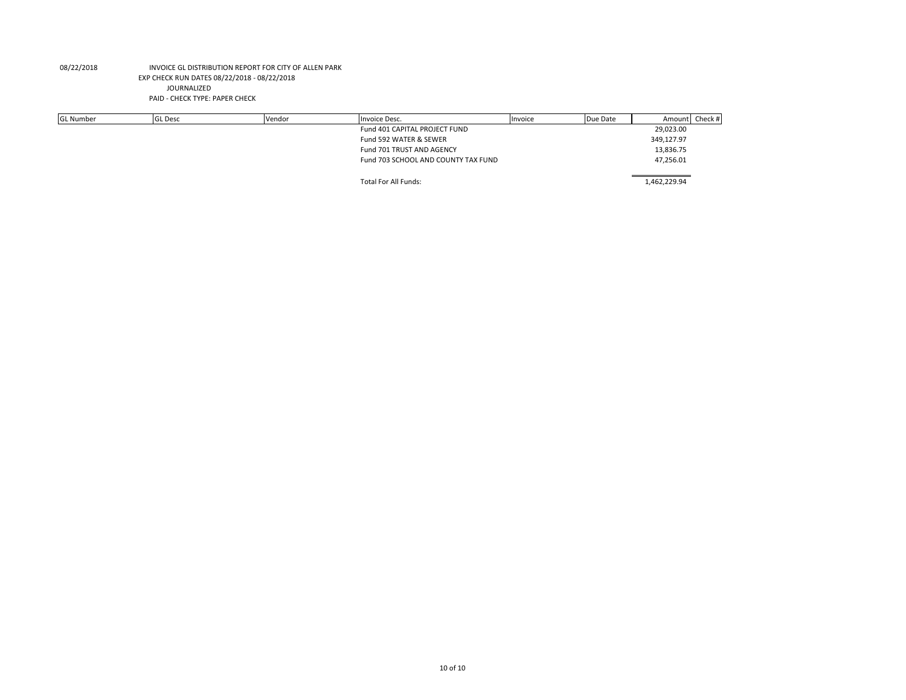08/22/2018 INVOICE GL DISTRIBUTION REPORT FOR CITY OF ALLEN PARK
EXP CHECK RUN DATES 08/22/2018 - 08/22/2018
JOURNALIZED
PAID - CHECK TYPE: PAPER CHECK

| GL Number | GL Desc | Vendor | Invoice Desc. | Invoice | Due Date | Amount | Check # |
|---|---|---|---|---|---|---|---|
| | | | Fund 401 CAPITAL PROJECT FUND | | | 29,023.00 | |
| | | | Fund 592 WATER & SEWER | | | 349,127.97 | |
| | | | Fund 701 TRUST AND AGENCY | | | 13,836.75 | |
| | | | Fund 703 SCHOOL AND COUNTY TAX FUND | | | 47,256.01 | |
| | | | Total For All Funds: | | | 1,462,229.94 | |